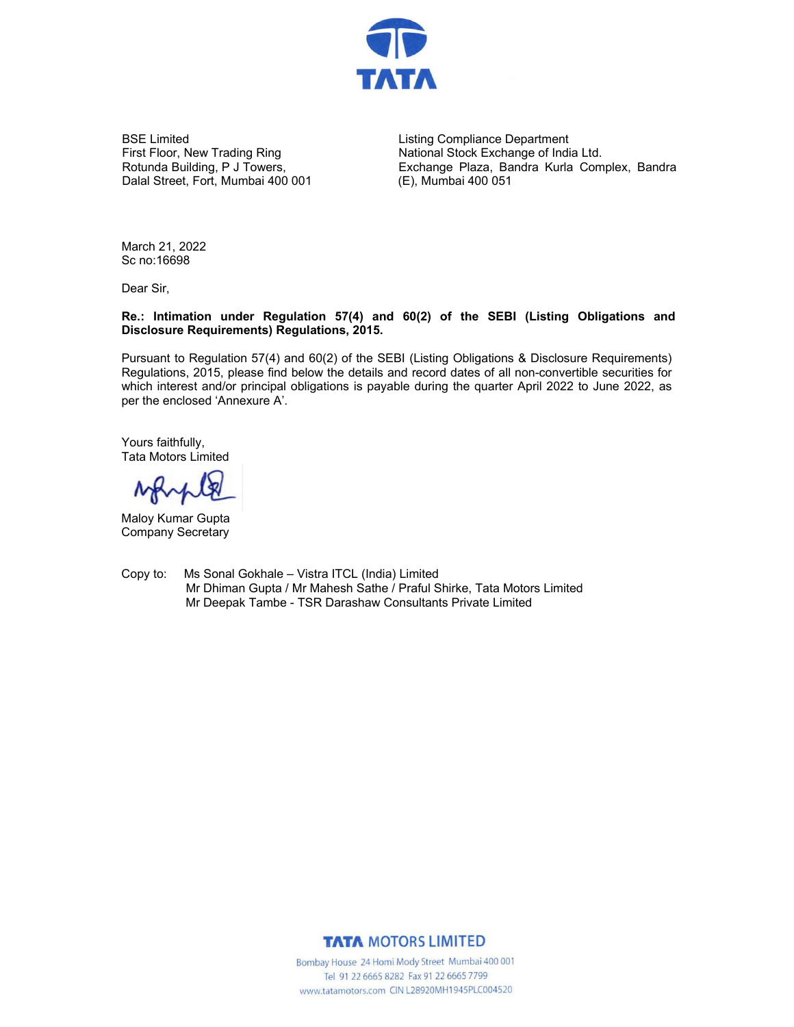TATA

BSE Limited
First Floor, New Trading Ring
Rotunda Building, P J Towers,
Dalal Street, Fort, Mumbai 400 001

Listing Compliance Department
National Stock Exchange of India Ltd.
Exchange Plaza, Bandra Kurla Complex, Bandra (E), Mumbai 400 051

March 21, 2022
Sc no:16698

Dear Sir,

**Re.: Intimation under Regulation 57(4) and 60(2) of the SEBI (Listing Obligations and Disclosure Requirements) Regulations, 2015.**

Pursuant to Regulation 57(4) and 60(2) of the SEBI (Listing Obligations & Disclosure Requirements) Regulations, 2015, please find below the details and record dates of all non-convertible securities for which interest and/or principal obligations is payable during the quarter April 2022 to June 2022, as per the enclosed 'Annexure A'.

Yours faithfully,
Tata Motors Limited

Maloy Kumar Gupta
Company Secretary

Copy to: Ms Sonal Gokhale – Vistra ITCL (India) Limited
Mr Dhiman Gupta / Mr Mahesh Sathe / Praful Shirke, Tata Motors Limited
Mr Deepak Tambe - TSR Darashaw Consultants Private Limited

**TATA MOTORS LIMITED**
Bombay House 24 Homi Mody Street Mumbai 400 001
Tel 91 22 6665 8282 Fax 91 22 6665 7799
www.tatamotors.com CIN L28920MH1945PLC004520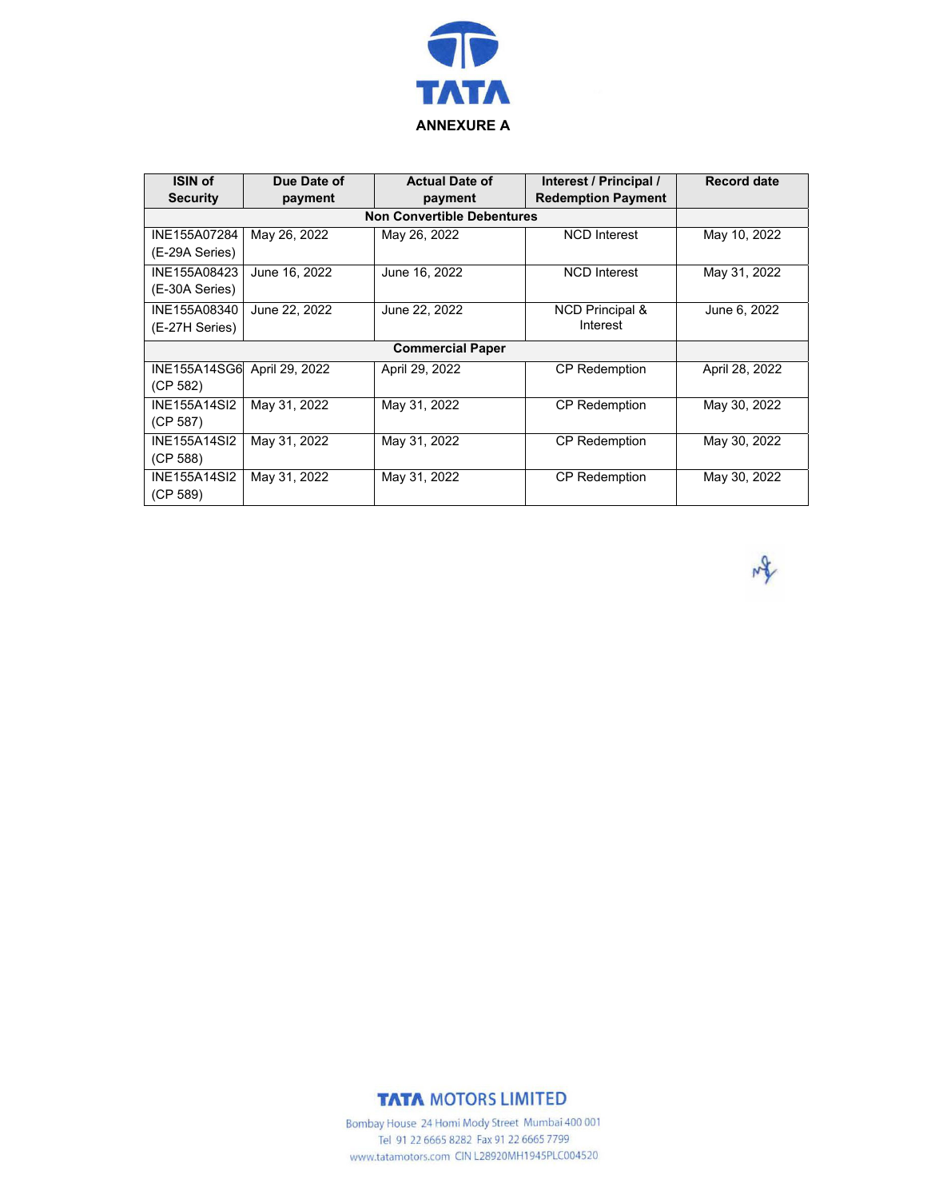## ANNEXURE A

| ISIN of Security | Due Date of payment | Actual Date of payment | Interest / Principal / Redemption Payment | Record date |
|---|---|---|---|---|
| **Non Convertible Debentures** | | | | |
| INE155A07284 (E-29A Series) | May 26, 2022 | May 26, 2022 | NCD Interest | May 10, 2022 |
| INE155A08423 (E-30A Series) | June 16, 2022 | June 16, 2022 | NCD Interest | May 31, 2022 |
| INE155A08340 (E-27H Series) | June 22, 2022 | June 22, 2022 | NCD Principal & Interest | June 6, 2022 |
| **Commercial Paper** | | | | |
| INE155A14SG6 (CP 582) | April 29, 2022 | April 29, 2022 | CP Redemption | April 28, 2022 |
| INE155A14SI2 (CP 587) | May 31, 2022 | May 31, 2022 | CP Redemption | May 30, 2022 |
| INE155A14SI2 (CP 588) | May 31, 2022 | May 31, 2022 | CP Redemption | May 30, 2022 |
| INE155A14SI2 (CP 589) | May 31, 2022 | May 31, 2022 | CP Redemption | May 30, 2022 |

TATA MOTORS LIMITED

Bombay House 24 Homi Mody Street Mumbai 400 001
Tel 91 22 6665 8282 Fax 91 22 6665 7799
www.tatamotors.com CIN L28920MH1945PLC004520